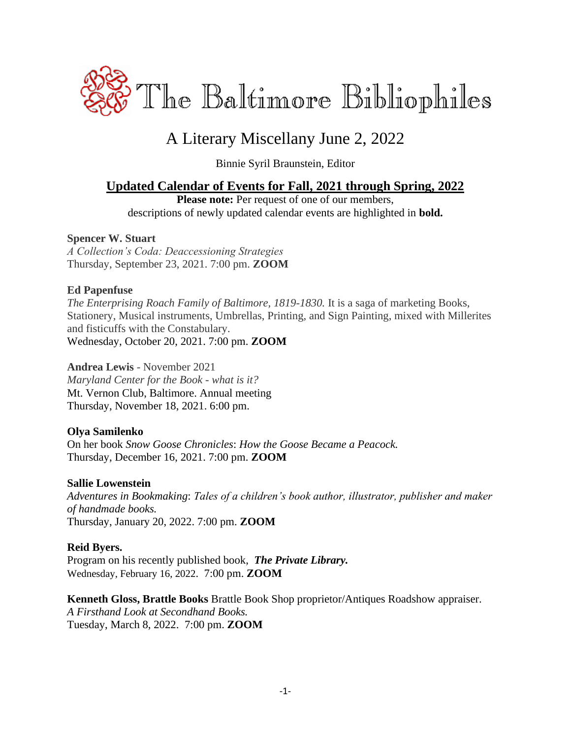# The Baltimore Bibliophiles

## A Literary Miscellany June 2, 2022

Binnie Syril Braunstein, Editor

### Updated Calendar of Events for Fall, 2021 through Spring, 2022

**Please note:** Per request of one of our members, descriptions of newly updated calendar events are highlighted in **bold.**

**Spencer W. Stuart**
*A Collection's Coda: Deaccessioning Strategies*
Thursday, September 23, 2021. 7:00 pm. **ZOOM**

**Ed Papenfuse**
*The Enterprising Roach Family of Baltimore, 1819-1830.* It is a saga of marketing Books, Stationery, Musical instruments, Umbrellas, Printing, and Sign Painting, mixed with Millerites and fisticuffs with the Constabulary.
Wednesday, October 20, 2021. 7:00 pm. **ZOOM**

**Andrea Lewis** - November 2021
*Maryland Center for the Book - what is it?*
Mt. Vernon Club, Baltimore. Annual meeting
Thursday, November 18, 2021. 6:00 pm.

**Olya Samilenko**
On her book *Snow Goose Chronicles*: *How the Goose Became a Peacock.*
Thursday, December 16, 2021. 7:00 pm. **ZOOM**

**Sallie Lowenstein**
*Adventures in Bookmaking*: *Tales of a children's book author, illustrator, publisher and maker of handmade books.*
Thursday, January 20, 2022. 7:00 pm. **ZOOM**

**Reid Byers.**
Program on his recently published book, ***The Private Library.***
Wednesday, February 16, 2022. 7:00 pm. **ZOOM**

**Kenneth Gloss, Brattle Books** Brattle Book Shop proprietor/Antiques Roadshow appraiser.
*A Firsthand Look at Secondhand Books.*
Tuesday, March 8, 2022. 7:00 pm. **ZOOM**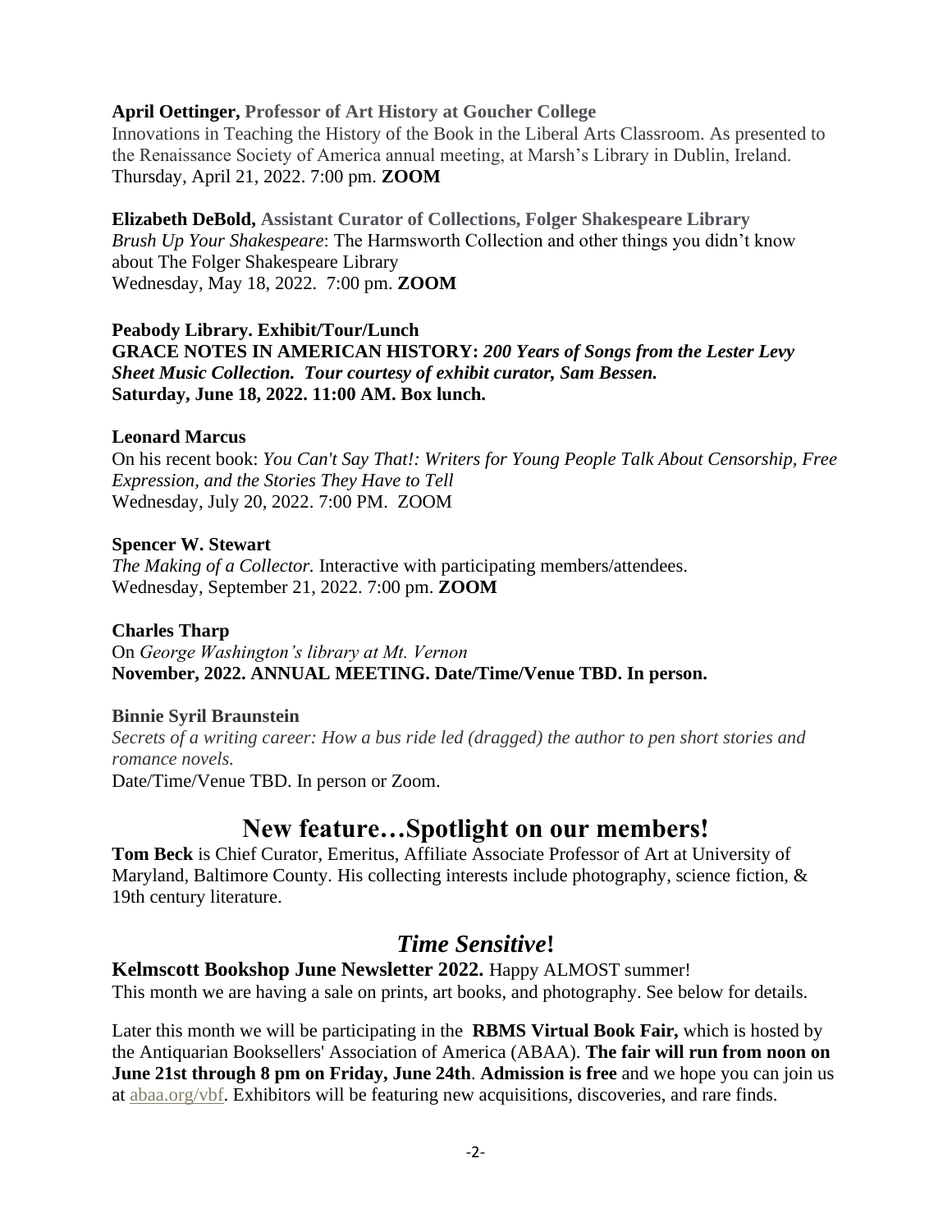**April Oettinger, Professor of Art History at Goucher College**
Innovations in Teaching the History of the Book in the Liberal Arts Classroom. As presented to the Renaissance Society of America annual meeting, at Marsh's Library in Dublin, Ireland.
Thursday, April 21, 2022. 7:00 pm. **ZOOM**

**Elizabeth DeBold, Assistant Curator of Collections, Folger Shakespeare Library**
*Brush Up Your Shakespeare*: The Harmsworth Collection and other things you didn't know about The Folger Shakespeare Library
Wednesday, May 18, 2022. 7:00 pm. **ZOOM**

**Peabody Library. Exhibit/Tour/Lunch**
**GRACE NOTES IN AMERICAN HISTORY:** ***200 Years of Songs from the Lester Levy Sheet Music Collection. Tour courtesy of exhibit curator, Sam Bessen.***
**Saturday, June 18, 2022. 11:00 AM. Box lunch.**

**Leonard Marcus**
On his recent book: *You Can't Say That!: Writers for Young People Talk About Censorship, Free Expression, and the Stories They Have to Tell*
Wednesday, July 20, 2022. 7:00 PM. ZOOM

**Spencer W. Stewart**
*The Making of a Collector.* Interactive with participating members/attendees.
Wednesday, September 21, 2022. 7:00 pm. **ZOOM**

**Charles Tharp**
On *George Washington's library at Mt. Vernon*
**November, 2022. ANNUAL MEETING. Date/Time/Venue TBD. In person.**

**Binnie Syril Braunstein**
*Secrets of a writing career: How a bus ride led (dragged) the author to pen short stories and romance novels.*
Date/Time/Venue TBD. In person or Zoom.

## New feature…Spotlight on our members!

**Tom Beck** is Chief Curator, Emeritus, Affiliate Associate Professor of Art at University of Maryland, Baltimore County. His collecting interests include photography, science fiction, & 19th century literature.

## *Time Sensitive*!

**Kelmscott Bookshop June Newsletter 2022.** Happy ALMOST summer!
This month we are having a sale on prints, art books, and photography. See below for details.

Later this month we will be participating in the **RBMS Virtual Book Fair,** which is hosted by the Antiquarian Booksellers' Association of America (ABAA). **The fair will run from noon on June 21st through 8 pm on Friday, June 24th**. **Admission is free** and we hope you can join us at abaa.org/vbf. Exhibitors will be featuring new acquisitions, discoveries, and rare finds.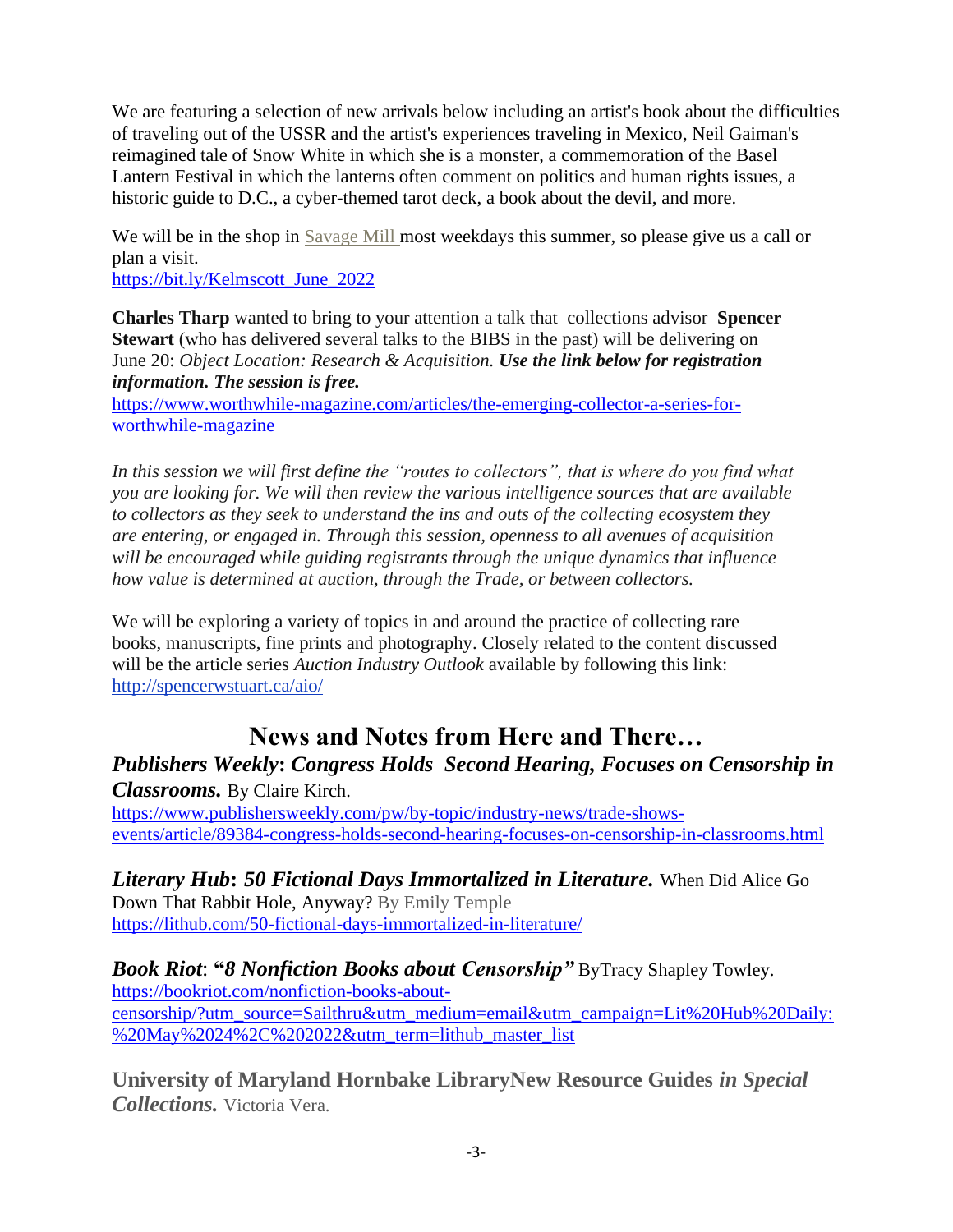We are featuring a selection of new arrivals below including an artist's book about the difficulties of traveling out of the USSR and the artist's experiences traveling in Mexico, Neil Gaiman's reimagined tale of Snow White in which she is a monster, a commemoration of the Basel Lantern Festival in which the lanterns often comment on politics and human rights issues, a historic guide to D.C., a cyber-themed tarot deck, a book about the devil, and more.

We will be in the shop in Savage Mill most weekdays this summer, so please give us a call or plan a visit.
https://bit.ly/Kelmscott_June_2022

**Charles Tharp** wanted to bring to your attention a talk that collections advisor **Spencer Stewart** (who has delivered several talks to the BIBS in the past) will be delivering on June 20: *Object Location: Research & Acquisition.* ***Use the link below for registration information. The session is free.***
https://www.worthwhile-magazine.com/articles/the-emerging-collector-a-series-for-worthwhile-magazine

*In this session we will first define the "routes to collectors", that is where do you find what you are looking for. We will then review the various intelligence sources that are available to collectors as they seek to understand the ins and outs of the collecting ecosystem they are entering, or engaged in. Through this session, openness to all avenues of acquisition will be encouraged while guiding registrants through the unique dynamics that influence how value is determined at auction, through the Trade, or between collectors.*

We will be exploring a variety of topics in and around the practice of collecting rare books, manuscripts, fine prints and photography. Closely related to the content discussed will be the article series *Auction Industry Outlook* available by following this link:
http://spencerwstuart.ca/aio/

## News and Notes from Here and There…

***Publishers Weekly*: *Congress Holds Second Hearing, Focuses on Censorship in Classrooms.*** By Claire Kirch.
https://www.publishersweekly.com/pw/by-topic/industry-news/trade-shows-events/article/89384-congress-holds-second-hearing-focuses-on-censorship-in-classrooms.html

***Literary Hub*: *50 Fictional Days Immortalized in Literature.*** When Did Alice Go Down That Rabbit Hole, Anyway? By Emily Temple
https://lithub.com/50-fictional-days-immortalized-in-literature/

***Book Riot*: "*8 Nonfiction Books about Censorship*"** ByTracy Shapley Towley.
https://bookriot.com/nonfiction-books-about-censorship/?utm_source=Sailthru&utm_medium=email&utm_campaign=Lit%20Hub%20Daily:%20May%2024%2C%202022&utm_term=lithub_master_list

**University of Maryland Hornbake LibraryNew Resource Guides *in Special Collections.*** Victoria Vera.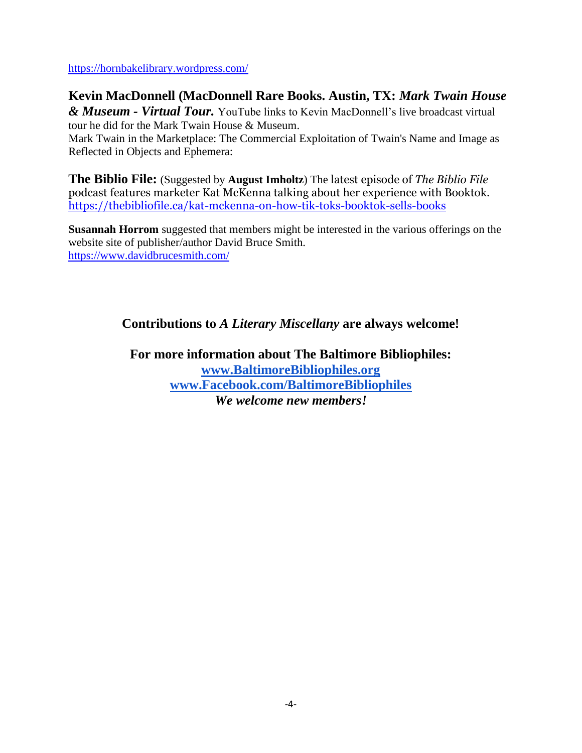https://hornbakelibrary.wordpress.com/

**Kevin MacDonnell (MacDonnell Rare Books. Austin, TX:** ***Mark Twain House & Museum - Virtual Tour.*** YouTube links to Kevin MacDonnell's live broadcast virtual tour he did for the Mark Twain House & Museum.
Mark Twain in the Marketplace: The Commercial Exploitation of Twain's Name and Image as Reflected in Objects and Ephemera:

**The Biblio File:** (Suggested by **August Imholtz**) The latest episode of *The Biblio File* podcast features marketer Kat McKenna talking about her experience with Booktok.
https://thebibliofile.ca/kat-mckenna-on-how-tik-toks-booktok-sells-books

**Susannah Horrom** suggested that members might be interested in the various offerings on the website site of publisher/author David Bruce Smith.
https://www.davidbrucesmith.com/

**Contributions to *A Literary Miscellany* are always welcome!**

**For more information about The Baltimore Bibliophiles:**
**www.BaltimoreBibliophiles.org**
**www.Facebook.com/BaltimoreBibliophiles**
***We welcome new members!***